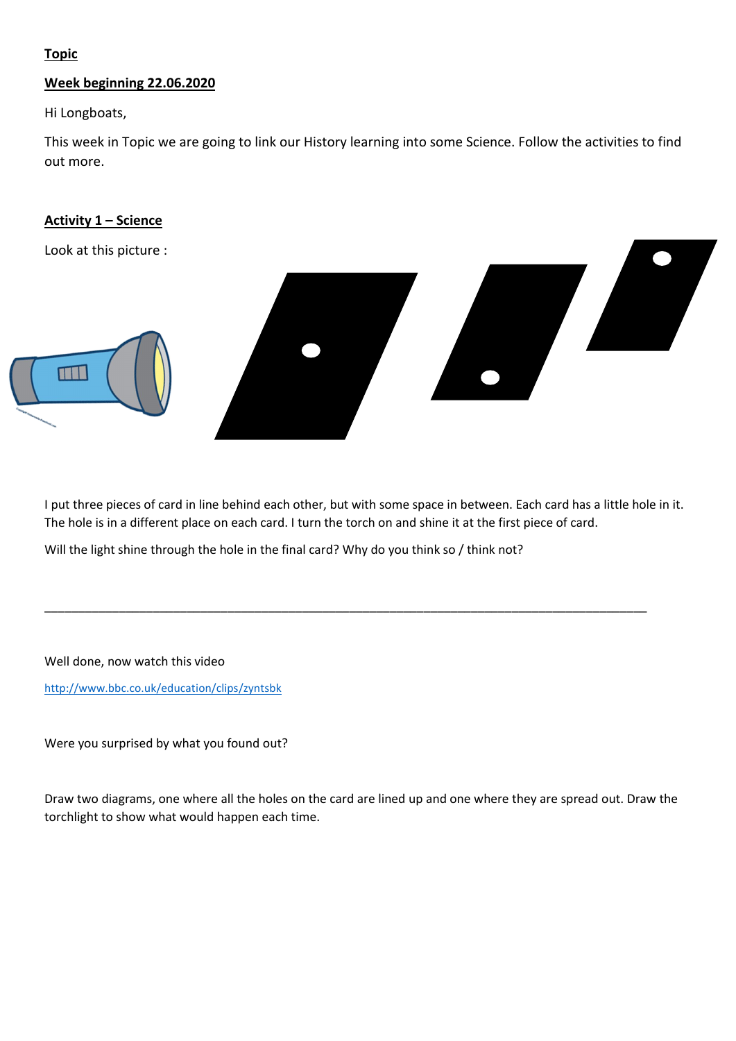**Topic**

**Week beginning 22.06.2020**

Hi Longboats,

This week in Topic we are going to link our History learning into some Science. Follow the activities to find out more.

**Activity 1 – Science**

Look at this picture :

I put three pieces of card in line behind each other, but with some space in between. Each card has a little hole in it. The hole is in a different place on each card. I turn the torch on and shine it at the first piece of card.

Will the light shine through the hole in the final card? Why do you think so / think not?

\_\_\_\_\_\_\_\_\_\_\_\_\_\_\_\_\_\_\_\_\_\_\_\_\_\_\_\_\_\_\_\_\_\_\_\_\_\_\_\_\_\_\_\_\_\_\_\_\_\_\_\_\_\_\_\_\_\_\_\_\_\_\_\_\_\_\_\_\_\_\_\_\_\_\_\_\_\_\_\_\_\_\_\_\_\_\_\_

Well done, now watch this video

http://www.bbc.co.uk/education/clips/zyntsbk

Were you surprised by what you found out?

Draw two diagrams, one where all the holes on the card are lined up and one where they are spread out. Draw the torchlight to show what would happen each time.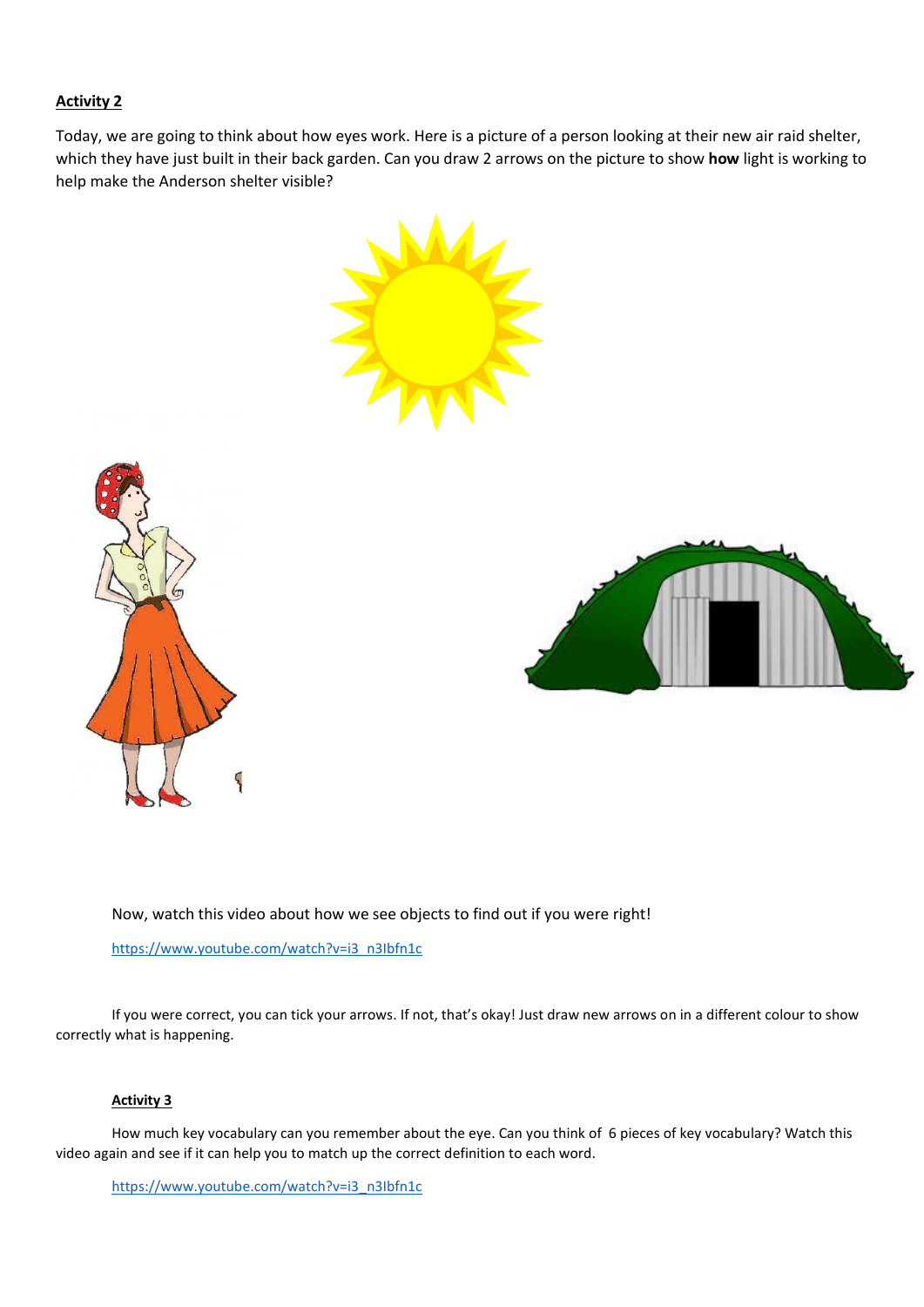**Activity 2**

Today, we are going to think about how eyes work. Here is a picture of a person looking at their new air raid shelter, which they have just built in their back garden. Can you draw 2 arrows on the picture to show **how** light is working to help make the Anderson shelter visible?

Now, watch this video about how we see objects to find out if you were right!

https://www.youtube.com/watch?v=i3_n3Ibfn1c

If you were correct, you can tick your arrows. If not, that's okay! Just draw new arrows on in a different colour to show correctly what is happening.

**Activity 3**

How much key vocabulary can you remember about the eye. Can you think of 6 pieces of key vocabulary? Watch this video again and see if it can help you to match up the correct definition to each word.

https://www.youtube.com/watch?v=i3_n3Ibfn1c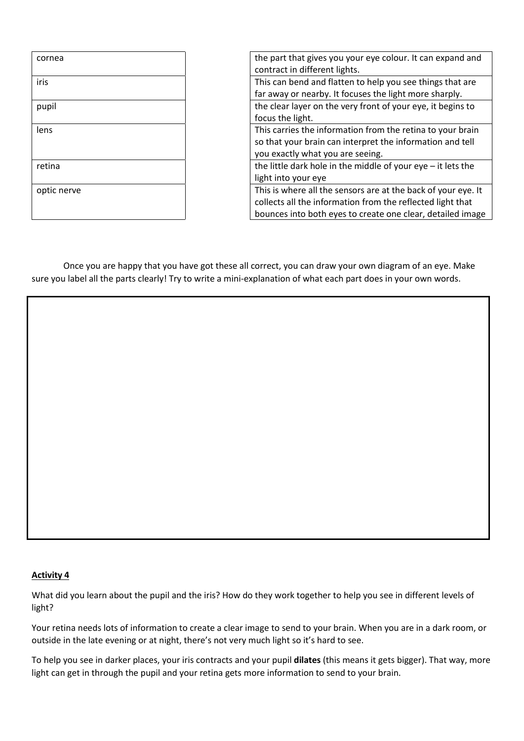| cornea | the part that gives you your eye colour. It can expand and contract in different lights. |
|---|---|
| iris | This can bend and flatten to help you see things that are far away or nearby. It focuses the light more sharply. |
| pupil | the clear layer on the very front of your eye, it begins to focus the light. |
| lens | This carries the information from the retina to your brain so that your brain can interpret the information and tell you exactly what you are seeing. |
| retina | the little dark hole in the middle of your eye – it lets the light into your eye |
| optic nerve | This is where all the sensors are at the back of your eye. It collects all the information from the reflected light that bounces into both eyes to create one clear, detailed image |

Once you are happy that you have got these all correct, you can draw your own diagram of an eye. Make sure you label all the parts clearly! Try to write a mini-explanation of what each part does in your own words.

**Activity 4**

What did you learn about the pupil and the iris? How do they work together to help you see in different levels of light?

Your retina needs lots of information to create a clear image to send to your brain. When you are in a dark room, or outside in the late evening or at night, there's not very much light so it's hard to see.

To help you see in darker places, your iris contracts and your pupil **dilates** (this means it gets bigger). That way, more light can get in through the pupil and your retina gets more information to send to your brain.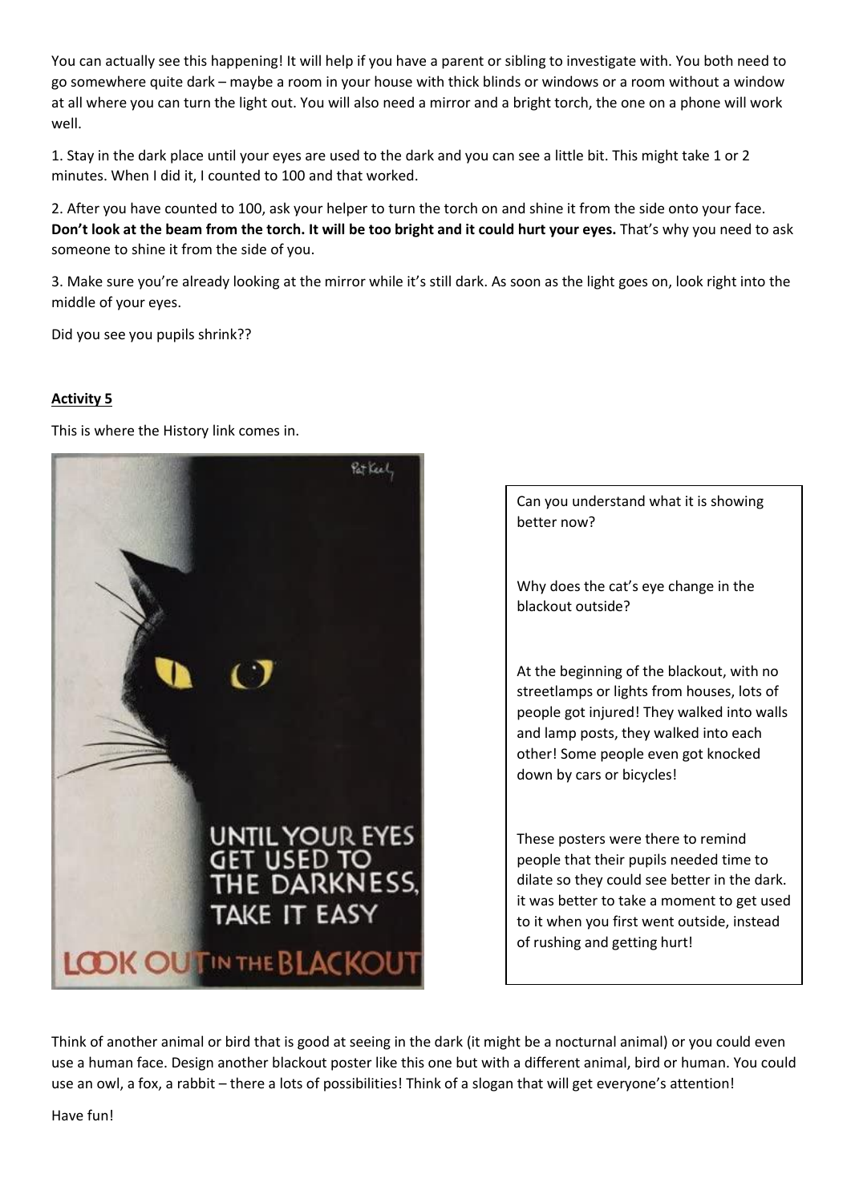You can actually see this happening! It will help if you have a parent or sibling to investigate with. You both need to go somewhere quite dark – maybe a room in your house with thick blinds or windows or a room without a window at all where you can turn the light out. You will also need a mirror and a bright torch, the one on a phone will work well.

1. Stay in the dark place until your eyes are used to the dark and you can see a little bit. This might take 1 or 2 minutes. When I did it, I counted to 100 and that worked.

2. After you have counted to 100, ask your helper to turn the torch on and shine it from the side onto your face. **Don't look at the beam from the torch. It will be too bright and it could hurt your eyes.** That's why you need to ask someone to shine it from the side of you.

3. Make sure you're already looking at the mirror while it's still dark. As soon as the light goes on, look right into the middle of your eyes.

Did you see you pupils shrink??

**Activity 5**

This is where the History link comes in.

Can you understand what it is showing better now?

Why does the cat's eye change in the blackout outside?

At the beginning of the blackout, with no streetlamps or lights from houses, lots of people got injured! They walked into walls and lamp posts, they walked into each other! Some people even got knocked down by cars or bicycles!

These posters were there to remind people that their pupils needed time to dilate so they could see better in the dark. it was better to take a moment to get used to it when you first went outside, instead of rushing and getting hurt!

Think of another animal or bird that is good at seeing in the dark (it might be a nocturnal animal) or you could even use a human face. Design another blackout poster like this one but with a different animal, bird or human. You could use an owl, a fox, a rabbit – there a lots of possibilities! Think of a slogan that will get everyone's attention!

Have fun!